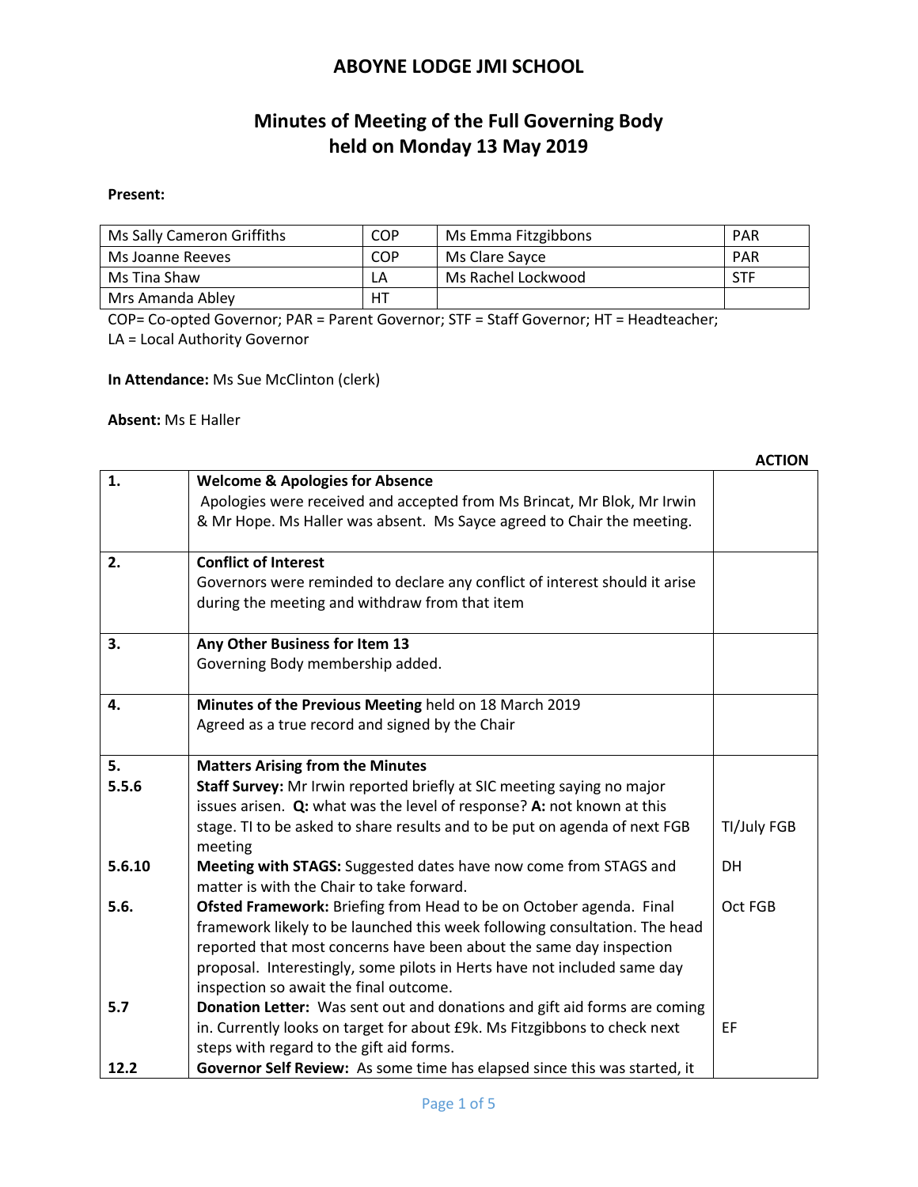# ABOYNE LODGE JMI SCHOOL

## Minutes of Meeting of the Full Governing Body held on Monday 13 May 2019

**Present:**

| | | | |
|---|---|---|---|
| Ms Sally Cameron Griffiths | COP | Ms Emma Fitzgibbons | PAR |
| Ms Joanne Reeves | COP | Ms Clare Sayce | PAR |
| Ms Tina Shaw | LA | Ms Rachel Lockwood | STF |
| Mrs Amanda Abley | HT | | |

COP= Co-opted Governor; PAR = Parent Governor; STF = Staff Governor; HT = Headteacher; LA = Local Authority Governor

**In Attendance:** Ms Sue McClinton (clerk)

**Absent:** Ms E Haller

| | | **ACTION** |
|---|---|---|
| **1.** | **Welcome & Apologies for Absence**<br>Apologies were received and accepted from Ms Brincat, Mr Blok, Mr Irwin & Mr Hope. Ms Haller was absent. Ms Sayce agreed to Chair the meeting. | |
| **2.** | **Conflict of Interest**<br>Governors were reminded to declare any conflict of interest should it arise during the meeting and withdraw from that item | |
| **3.** | **Any Other Business for Item 13**<br>Governing Body membership added. | |
| **4.** | **Minutes of the Previous Meeting** held on 18 March 2019<br>Agreed as a true record and signed by the Chair | |
| **5.** | **Matters Arising from the Minutes** | |
| **5.5.6** | **Staff Survey:** Mr Irwin reported briefly at SIC meeting saying no major issues arisen. **Q:** what was the level of response? **A:** not known at this stage. TI to be asked to share results and to be put on agenda of next FGB meeting | TI/July FGB |
| **5.6.10** | **Meeting with STAGS:** Suggested dates have now come from STAGS and matter is with the Chair to take forward. | DH |
| **5.6.** | **Ofsted Framework:** Briefing from Head to be on October agenda. Final framework likely to be launched this week following consultation. The head reported that most concerns have been about the same day inspection proposal. Interestingly, some pilots in Herts have not included same day inspection so await the final outcome. | Oct FGB |
| **5.7** | **Donation Letter:** Was sent out and donations and gift aid forms are coming in. Currently looks on target for about £9k. Ms Fitzgibbons to check next steps with regard to the gift aid forms. | EF |
| **12.2** | **Governor Self Review:** As some time has elapsed since this was started, it | |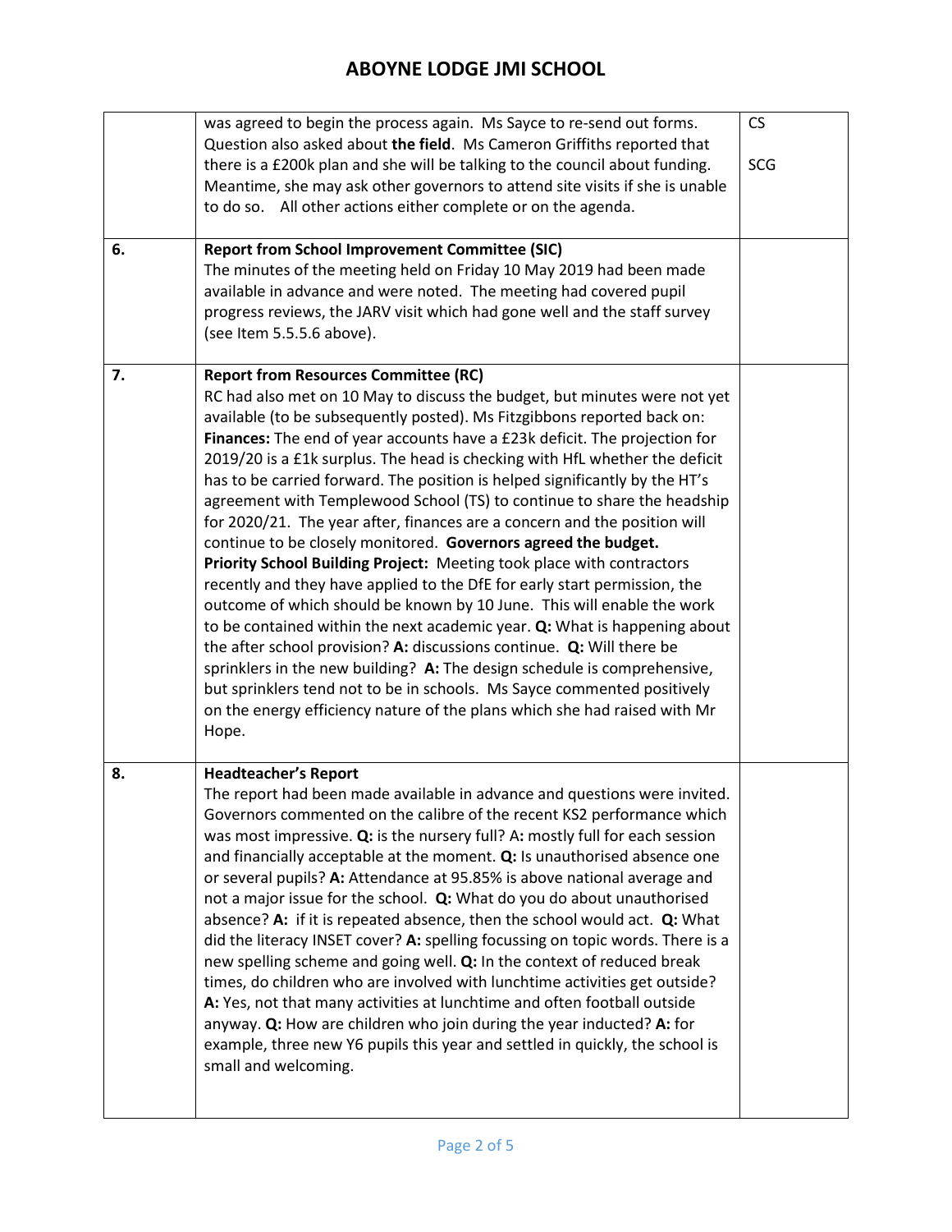| | | |
|---|---|---|
| | was agreed to begin the process again. Ms Sayce to re-send out forms. Question also asked about **the field**. Ms Cameron Griffiths reported that there is a £200k plan and she will be talking to the council about funding. Meantime, she may ask other governors to attend site visits if she is unable to do so. All other actions either complete or on the agenda. | CS<br><br>SCG |
| 6. | **Report from School Improvement Committee (SIC)**<br>The minutes of the meeting held on Friday 10 May 2019 had been made available in advance and were noted. The meeting had covered pupil progress reviews, the JARV visit which had gone well and the staff survey (see Item 5.5.5.6 above). | |
| 7. | **Report from Resources Committee (RC)**<br>RC had also met on 10 May to discuss the budget, but minutes were not yet available (to be subsequently posted). Ms Fitzgibbons reported back on:<br>**Finances:** The end of year accounts have a £23k deficit. The projection for 2019/20 is a £1k surplus. The head is checking with HfL whether the deficit has to be carried forward. The position is helped significantly by the HT's agreement with Templewood School (TS) to continue to share the headship for 2020/21. The year after, finances are a concern and the position will continue to be closely monitored. **Governors agreed the budget.**<br>**Priority School Building Project:** Meeting took place with contractors recently and they have applied to the DfE for early start permission, the outcome of which should be known by 10 June. This will enable the work to be contained within the next academic year. **Q:** What is happening about the after school provision? **A:** discussions continue. **Q:** Will there be sprinklers in the new building? **A:** The design schedule is comprehensive, but sprinklers tend not to be in schools. Ms Sayce commented positively on the energy efficiency nature of the plans which she had raised with Mr Hope. | |
| 8. | **Headteacher's Report**<br>The report had been made available in advance and questions were invited. Governors commented on the calibre of the recent KS2 performance which was most impressive. **Q:** is the nursery full? A**:** mostly full for each session and financially acceptable at the moment. **Q:** Is unauthorised absence one or several pupils? **A:** Attendance at 95.85% is above national average and not a major issue for the school. **Q:** What do you do about unauthorised absence? **A:** if it is repeated absence, then the school would act. **Q:** What did the literacy INSET cover? **A:** spelling focussing on topic words. There is a new spelling scheme and going well. **Q:** In the context of reduced break times, do children who are involved with lunchtime activities get outside? **A:** Yes, not that many activities at lunchtime and often football outside anyway. **Q:** How are children who join during the year inducted? **A:** for example, three new Y6 pupils this year and settled in quickly, the school is small and welcoming. | |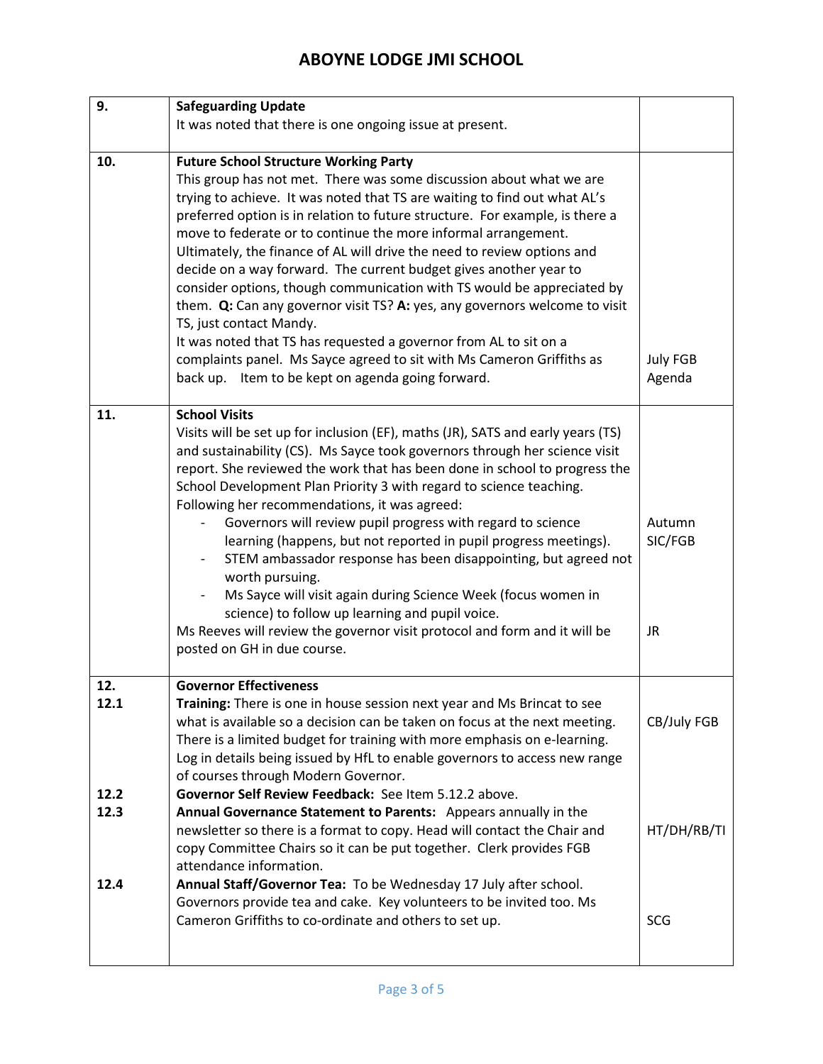| | | |
|---|---|---|
| 9. | **Safeguarding Update**<br>It was noted that there is one ongoing issue at present. | |
| 10. | **Future School Structure Working Party**<br>This group has not met. There was some discussion about what we are trying to achieve. It was noted that TS are waiting to find out what AL's preferred option is in relation to future structure. For example, is there a move to federate or to continue the more informal arrangement. Ultimately, the finance of AL will drive the need to review options and decide on a way forward. The current budget gives another year to consider options, though communication with TS would be appreciated by them. **Q:** Can any governor visit TS? **A:** yes, any governors welcome to visit TS, just contact Mandy.<br>It was noted that TS has requested a governor from AL to sit on a complaints panel. Ms Sayce agreed to sit with Ms Cameron Griffiths as back up. Item to be kept on agenda going forward. | July FGB Agenda |
| 11. | **School Visits**<br>Visits will be set up for inclusion (EF), maths (JR), SATS and early years (TS) and sustainability (CS). Ms Sayce took governors through her science visit report. She reviewed the work that has been done in school to progress the School Development Plan Priority 3 with regard to science teaching. Following her recommendations, it was agreed:<br>- Governors will review pupil progress with regard to science learning (happens, but not reported in pupil progress meetings).<br>- STEM ambassador response has been disappointing, but agreed not worth pursuing.<br>- Ms Sayce will visit again during Science Week (focus women in science) to follow up learning and pupil voice.<br>Ms Reeves will review the governor visit protocol and form and it will be posted on GH in due course. | Autumn SIC/FGB<br><br>JR |
| 12.<br>12.1<br><br><br><br><br>12.2<br>12.3<br><br><br><br>12.4 | **Governor Effectiveness**<br>**Training:** There is one in house session next year and Ms Brincat to see what is available so a decision can be taken on focus at the next meeting. There is a limited budget for training with more emphasis on e-learning. Log in details being issued by HfL to enable governors to access new range of courses through Modern Governor.<br>**Governor Self Review Feedback:** See Item 5.12.2 above.<br>**Annual Governance Statement to Parents:** Appears annually in the newsletter so there is a format to copy. Head will contact the Chair and copy Committee Chairs so it can be put together. Clerk provides FGB attendance information.<br>**Annual Staff/Governor Tea:** To be Wednesday 17 July after school. Governors provide tea and cake. Key volunteers to be invited too. Ms Cameron Griffiths to co-ordinate and others to set up. | CB/July FGB<br><br><br>HT/DH/RB/TI<br><br><br>SCG |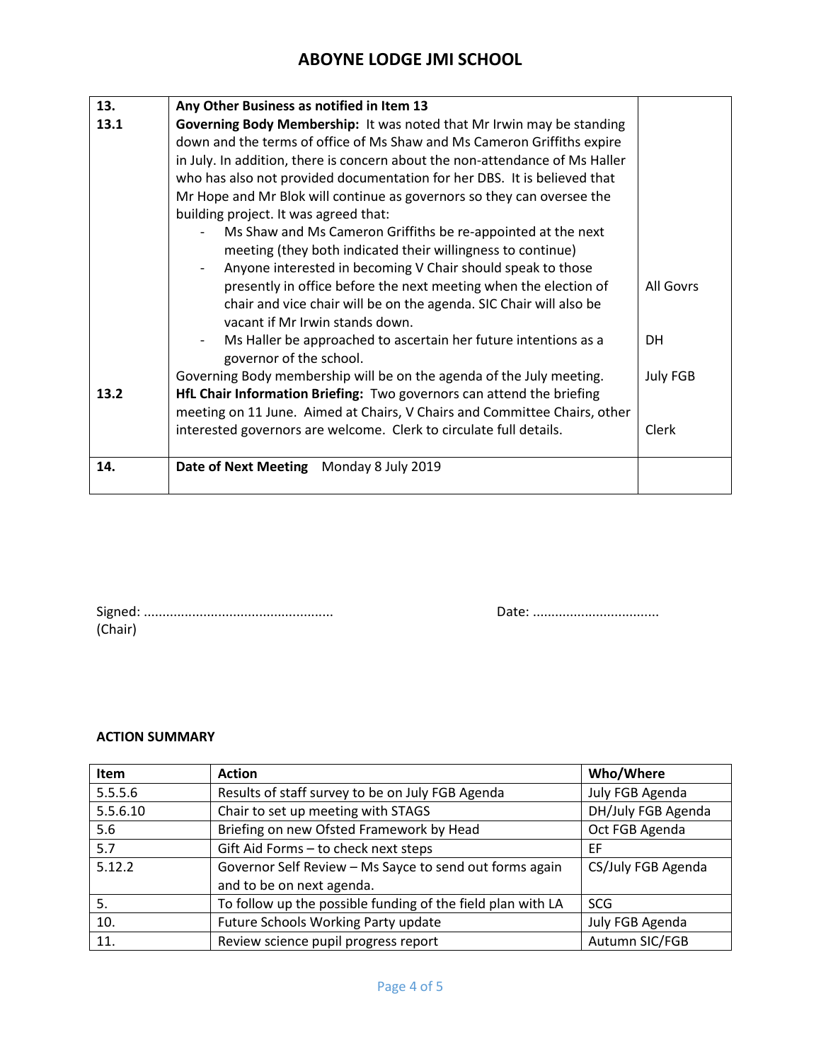# ABOYNE LODGE JMI SCHOOL

| | | |
|---|---|---|
| **13.** | **Any Other Business as notified in Item 13** | |
| **13.1** | **Governing Body Membership:** It was noted that Mr Irwin may be standing down and the terms of office of Ms Shaw and Ms Cameron Griffiths expire in July. In addition, there is concern about the non-attendance of Ms Haller who has also not provided documentation for her DBS. It is believed that Mr Hope and Mr Blok will continue as governors so they can oversee the building project. It was agreed that:<br>- Ms Shaw and Ms Cameron Griffiths be re-appointed at the next meeting (they both indicated their willingness to continue)<br>- Anyone interested in becoming V Chair should speak to those presently in office before the next meeting when the election of chair and vice chair will be on the agenda. SIC Chair will also be vacant if Mr Irwin stands down.<br>- Ms Haller be approached to ascertain her future intentions as a governor of the school.<br>Governing Body membership will be on the agenda of the July meeting. | All Govrs<br><br>DH<br><br>July FGB |
| **13.2** | **HfL Chair Information Briefing:** Two governors can attend the briefing meeting on 11 June. Aimed at Chairs, V Chairs and Committee Chairs, other interested governors are welcome. Clerk to circulate full details. | Clerk |
| **14.** | **Date of Next Meeting** Monday 8 July 2019 | |

Signed: .................................................. (Chair)

Date: .................................

**ACTION SUMMARY**

| Item | Action | Who/Where |
|---|---|---|
| 5.5.5.6 | Results of staff survey to be on July FGB Agenda | July FGB Agenda |
| 5.5.6.10 | Chair to set up meeting with STAGS | DH/July FGB Agenda |
| 5.6 | Briefing on new Ofsted Framework by Head | Oct FGB Agenda |
| 5.7 | Gift Aid Forms – to check next steps | EF |
| 5.12.2 | Governor Self Review – Ms Sayce to send out forms again and to be on next agenda. | CS/July FGB Agenda |
| 5. | To follow up the possible funding of the field plan with LA | SCG |
| 10. | Future Schools Working Party update | July FGB Agenda |
| 11. | Review science pupil progress report | Autumn SIC/FGB |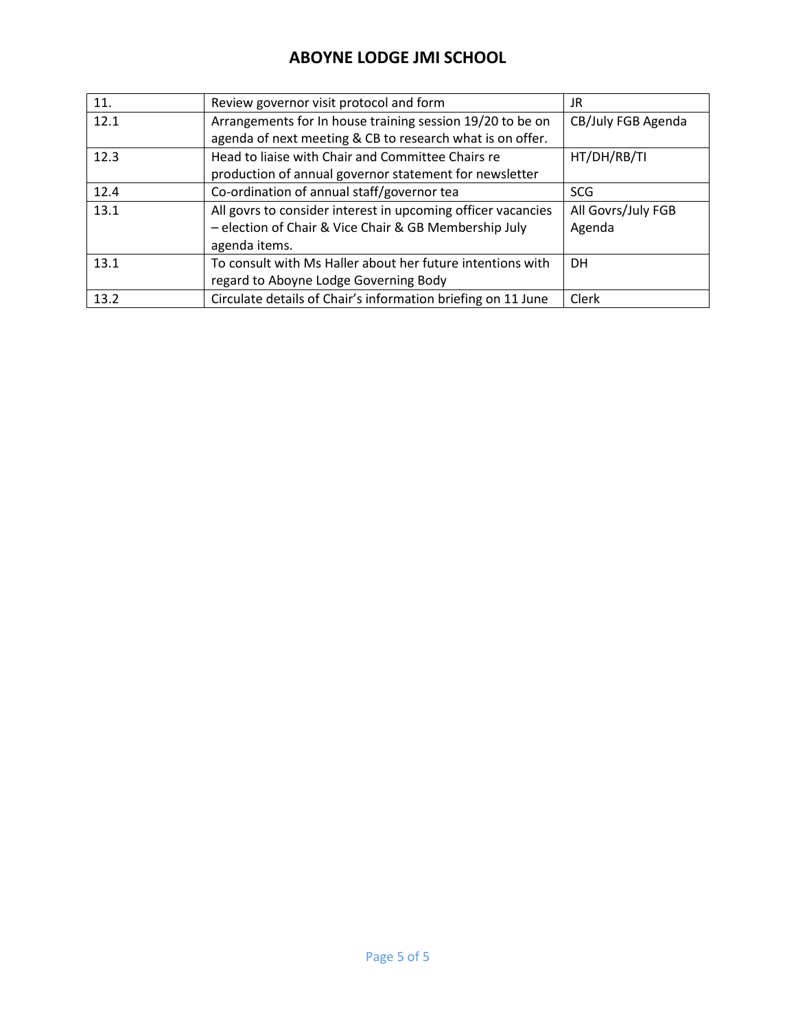| | | |
|---|---|---|
| 11. | Review governor visit protocol and form | JR |
| 12.1 | Arrangements for In house training session 19/20 to be on agenda of next meeting & CB to research what is on offer. | CB/July FGB Agenda |
| 12.3 | Head to liaise with Chair and Committee Chairs re production of annual governor statement for newsletter | HT/DH/RB/TI |
| 12.4 | Co-ordination of annual staff/governor tea | SCG |
| 13.1 | All govrs to consider interest in upcoming officer vacancies – election of Chair & Vice Chair & GB Membership July agenda items. | All Govrs/July FGB Agenda |
| 13.1 | To consult with Ms Haller about her future intentions with regard to Aboyne Lodge Governing Body | DH |
| 13.2 | Circulate details of Chair's information briefing on 11 June | Clerk |